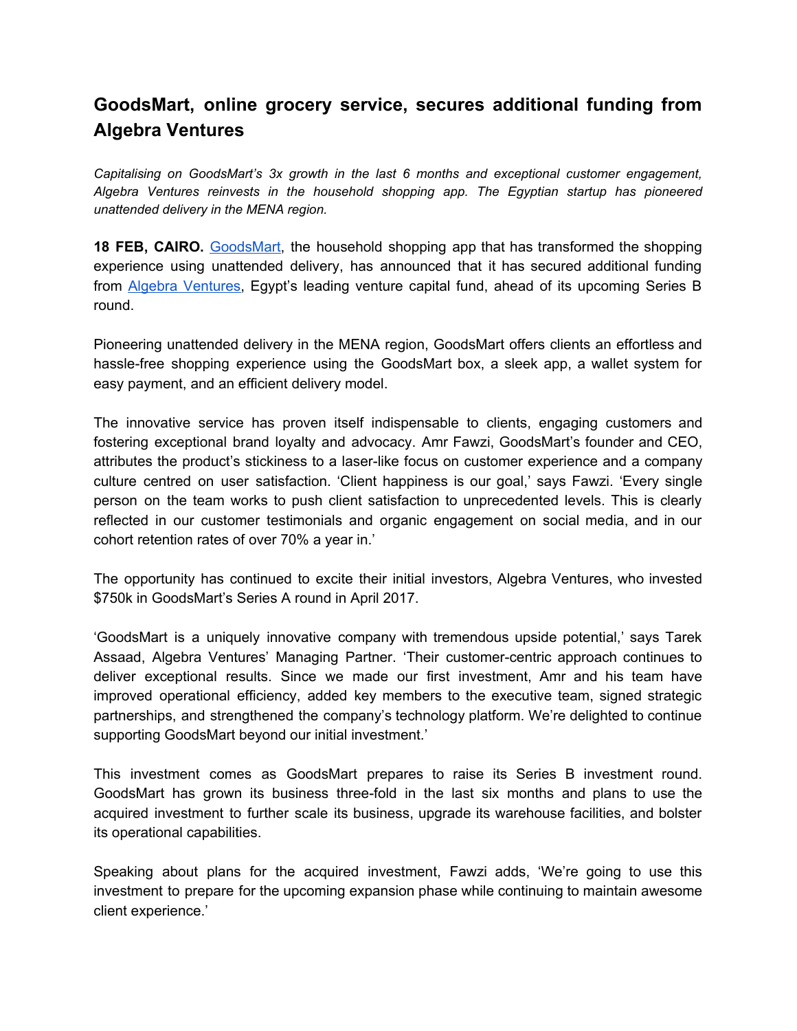# GoodsMart, online grocery service, secures additional funding from Algebra Ventures

*Capitalising on GoodsMart's 3x growth in the last 6 months and exceptional customer engagement, Algebra Ventures reinvests in the household shopping app. The Egyptian startup has pioneered unattended delivery in the MENA region.*

**18 FEB, CAIRO.** GoodsMart, the household shopping app that has transformed the shopping experience using unattended delivery, has announced that it has secured additional funding from Algebra Ventures, Egypt's leading venture capital fund, ahead of its upcoming Series B round.

Pioneering unattended delivery in the MENA region, GoodsMart offers clients an effortless and hassle-free shopping experience using the GoodsMart box, a sleek app, a wallet system for easy payment, and an efficient delivery model.

The innovative service has proven itself indispensable to clients, engaging customers and fostering exceptional brand loyalty and advocacy. Amr Fawzi, GoodsMart's founder and CEO, attributes the product's stickiness to a laser-like focus on customer experience and a company culture centred on user satisfaction. 'Client happiness is our goal,' says Fawzi. 'Every single person on the team works to push client satisfaction to unprecedented levels. This is clearly reflected in our customer testimonials and organic engagement on social media, and in our cohort retention rates of over 70% a year in.'

The opportunity has continued to excite their initial investors, Algebra Ventures, who invested $750k in GoodsMart's Series A round in April 2017.

'GoodsMart is a uniquely innovative company with tremendous upside potential,' says Tarek Assaad, Algebra Ventures' Managing Partner. 'Their customer-centric approach continues to deliver exceptional results. Since we made our first investment, Amr and his team have improved operational efficiency, added key members to the executive team, signed strategic partnerships, and strengthened the company's technology platform. We're delighted to continue supporting GoodsMart beyond our initial investment.'

This investment comes as GoodsMart prepares to raise its Series B investment round. GoodsMart has grown its business three-fold in the last six months and plans to use the acquired investment to further scale its business, upgrade its warehouse facilities, and bolster its operational capabilities.

Speaking about plans for the acquired investment, Fawzi adds, 'We're going to use this investment to prepare for the upcoming expansion phase while continuing to maintain awesome client experience.'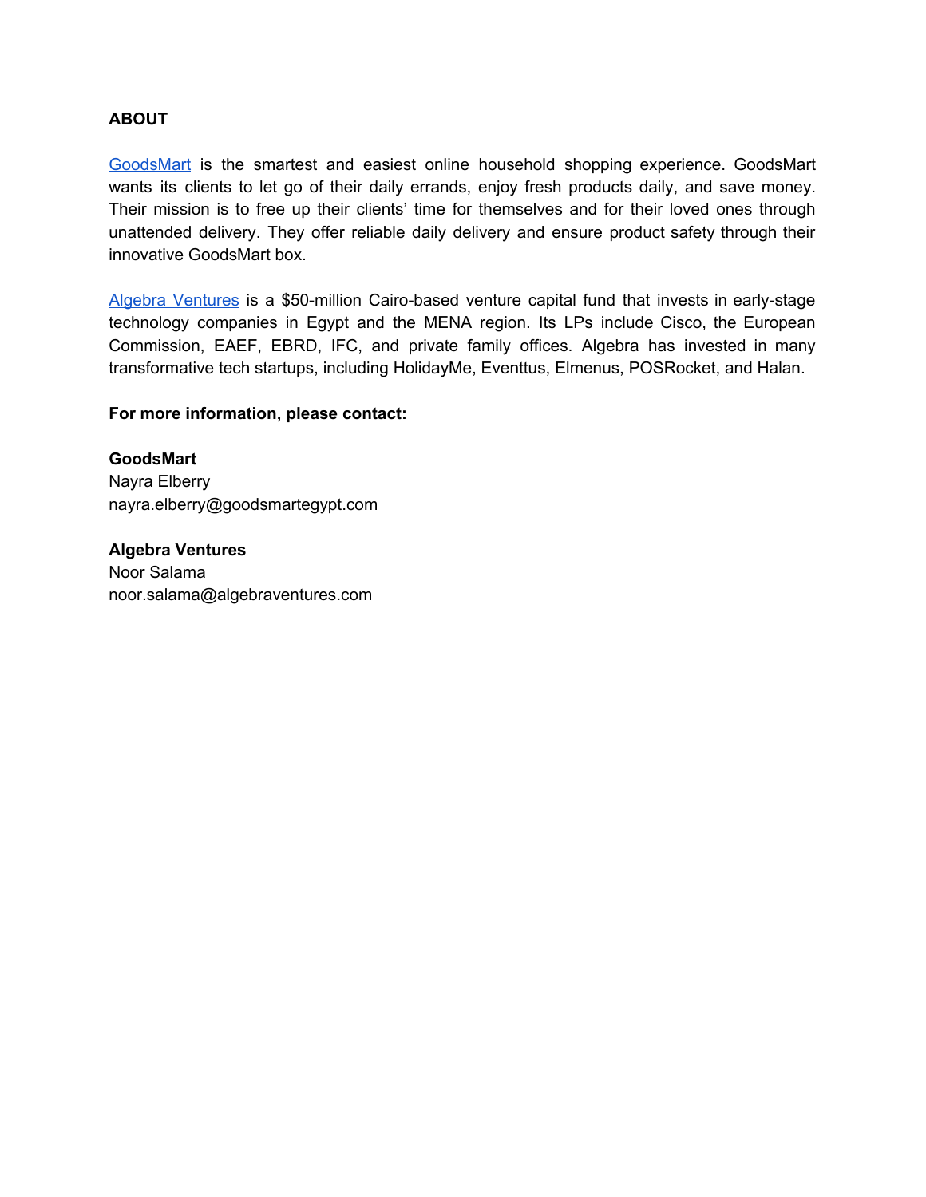**ABOUT**

GoodsMart is the smartest and easiest online household shopping experience. GoodsMart wants its clients to let go of their daily errands, enjoy fresh products daily, and save money. Their mission is to free up their clients' time for themselves and for their loved ones through unattended delivery. They offer reliable daily delivery and ensure product safety through their innovative GoodsMart box.

Algebra Ventures is a $50-million Cairo-based venture capital fund that invests in early-stage technology companies in Egypt and the MENA region. Its LPs include Cisco, the European Commission, EAEF, EBRD, IFC, and private family offices. Algebra has invested in many transformative tech startups, including HolidayMe, Eventtus, Elmenus, POSRocket, and Halan.

**For more information, please contact:**

**GoodsMart**
Nayra Elberry
nayra.elberry@goodsmartegypt.com

**Algebra Ventures**
Noor Salama
noor.salama@algebraventures.com